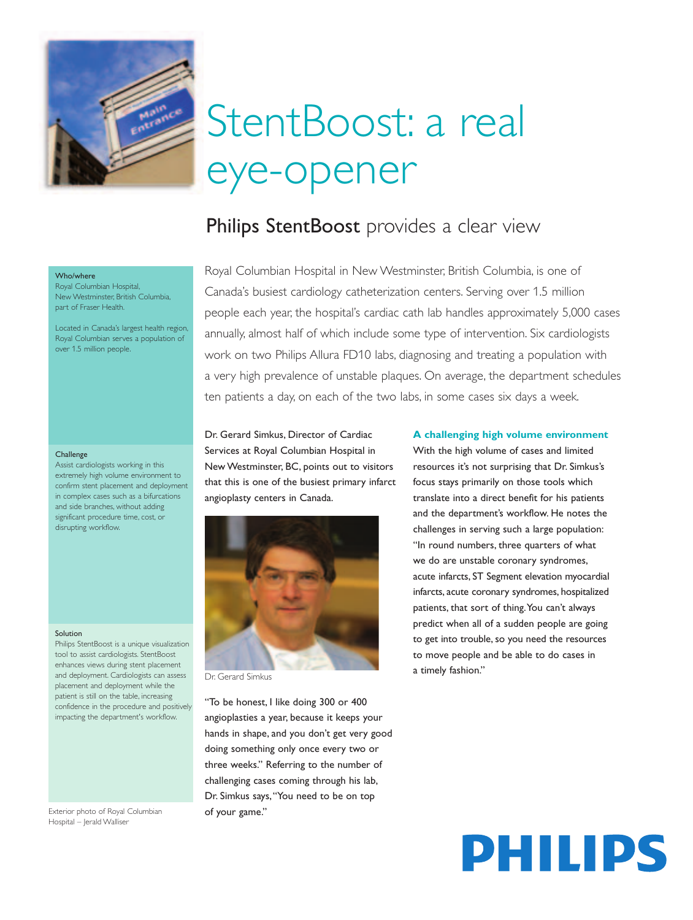# StentBoost: a real eye-opener

## Philips StentBoost provides a clear view

**Who/where**
Royal Columbian Hospital, New Westminster, British Columbia, part of Fraser Health.

Located in Canada's largest health region, Royal Columbian serves a population of over 1.5 million people.

**Challenge**
Assist cardiologists working in this extremely high volume environment to confirm stent placement and deployment in complex cases such as a bifurcations and side branches, without adding significant procedure time, cost, or disrupting workflow.

**Solution**
Philips StentBoost is a unique visualization tool to assist cardiologists. StentBoost enhances views during stent placement and deployment. Cardiologists can assess placement and deployment while the patient is still on the table, increasing confidence in the procedure and positively impacting the department's workflow.

Exterior photo of Royal Columbian Hospital – Jerald Walliser

Royal Columbian Hospital in New Westminster, British Columbia, is one of Canada's busiest cardiology catheterization centers. Serving over 1.5 million people each year, the hospital's cardiac cath lab handles approximately 5,000 cases annually, almost half of which include some type of intervention. Six cardiologists work on two Philips Allura FD10 labs, diagnosing and treating a population with a very high prevalence of unstable plaques. On average, the department schedules ten patients a day, on each of the two labs, in some cases six days a week.

Dr. Gerard Simkus, Director of Cardiac Services at Royal Columbian Hospital in New Westminster, BC, points out to visitors that this is one of the busiest primary infarct angioplasty centers in Canada.

Dr. Gerard Simkus

"To be honest, I like doing 300 or 400 angioplasties a year, because it keeps your hands in shape, and you don't get very good doing something only once every two or three weeks." Referring to the number of challenging cases coming through his lab, Dr. Simkus says, "You need to be on top of your game."

### A challenging high volume environment

With the high volume of cases and limited resources it's not surprising that Dr. Simkus's focus stays primarily on those tools which translate into a direct benefit for his patients and the department's workflow. He notes the challenges in serving such a large population: "In round numbers, three quarters of what we do are unstable coronary syndromes, acute infarcts, ST Segment elevation myocardial infarcts, acute coronary syndromes, hospitalized patients, that sort of thing. You can't always predict when all of a sudden people are going to get into trouble, so you need the resources to move people and be able to do cases in a timely fashion."

PHILIPS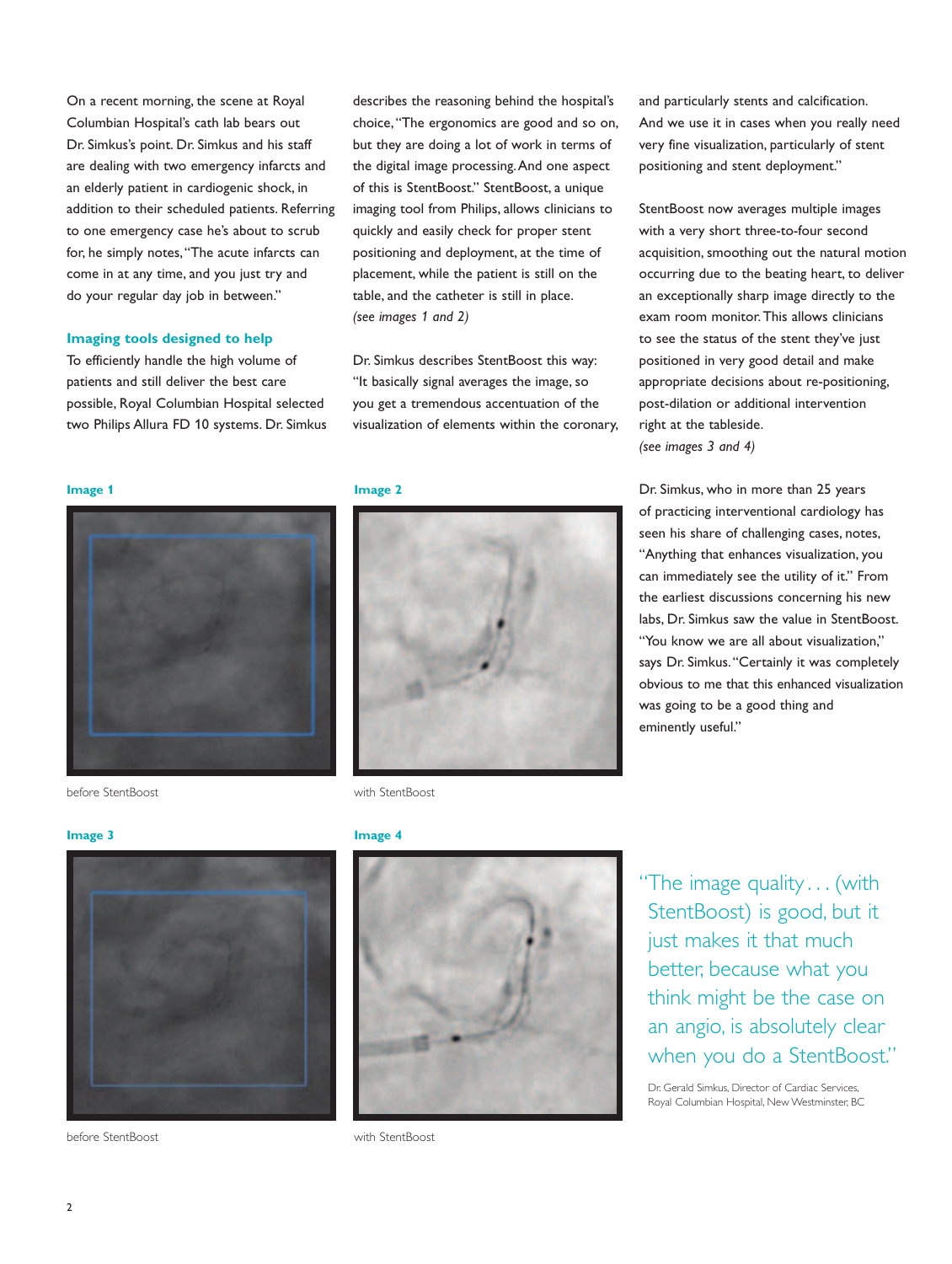On a recent morning, the scene at Royal Columbian Hospital's cath lab bears out Dr. Simkus's point. Dr. Simkus and his staff are dealing with two emergency infarcts and an elderly patient in cardiogenic shock, in addition to their scheduled patients. Referring to one emergency case he's about to scrub for, he simply notes, "The acute infarcts can come in at any time, and you just try and do your regular day job in between."

### Imaging tools designed to help

To efficiently handle the high volume of patients and still deliver the best care possible, Royal Columbian Hospital selected two Philips Allura FD 10 systems. Dr. Simkus describes the reasoning behind the hospital's choice, "The ergonomics are good and so on, but they are doing a lot of work in terms of the digital image processing. And one aspect of this is StentBoost." StentBoost, a unique imaging tool from Philips, allows clinicians to quickly and easily check for proper stent positioning and deployment, at the time of placement, while the patient is still on the table, and the catheter is still in place. *(see images 1 and 2)*

Dr. Simkus describes StentBoost this way: "It basically signal averages the image, so you get a tremendous accentuation of the visualization of elements within the coronary, and particularly stents and calcification. And we use it in cases when you really need very fine visualization, particularly of stent positioning and stent deployment."

StentBoost now averages multiple images with a very short three-to-four second acquisition, smoothing out the natural motion occurring due to the beating heart, to deliver an exceptionally sharp image directly to the exam room monitor. This allows clinicians to see the status of the stent they've just positioned in very good detail and make appropriate decisions about re-positioning, post-dilation or additional intervention right at the tableside. *(see images 3 and 4)*

Dr. Simkus, who in more than 25 years of practicing interventional cardiology has seen his share of challenging cases, notes, "Anything that enhances visualization, you can immediately see the utility of it." From the earliest discussions concerning his new labs, Dr. Simkus saw the value in StentBoost. "You know we are all about visualization," says Dr. Simkus. "Certainly it was completely obvious to me that this enhanced visualization was going to be a good thing and eminently useful."

**Image 1**

before StentBoost

**Image 2**

with StentBoost

**Image 3**

before StentBoost

**Image 4**

with StentBoost

"The image quality . . . (with StentBoost) is good, but it just makes it that much better, because what you think might be the case on an angio, is absolutely clear when you do a StentBoost."

Dr. Gerald Simkus, Director of Cardiac Services, Royal Columbian Hospital, New Westminster, BC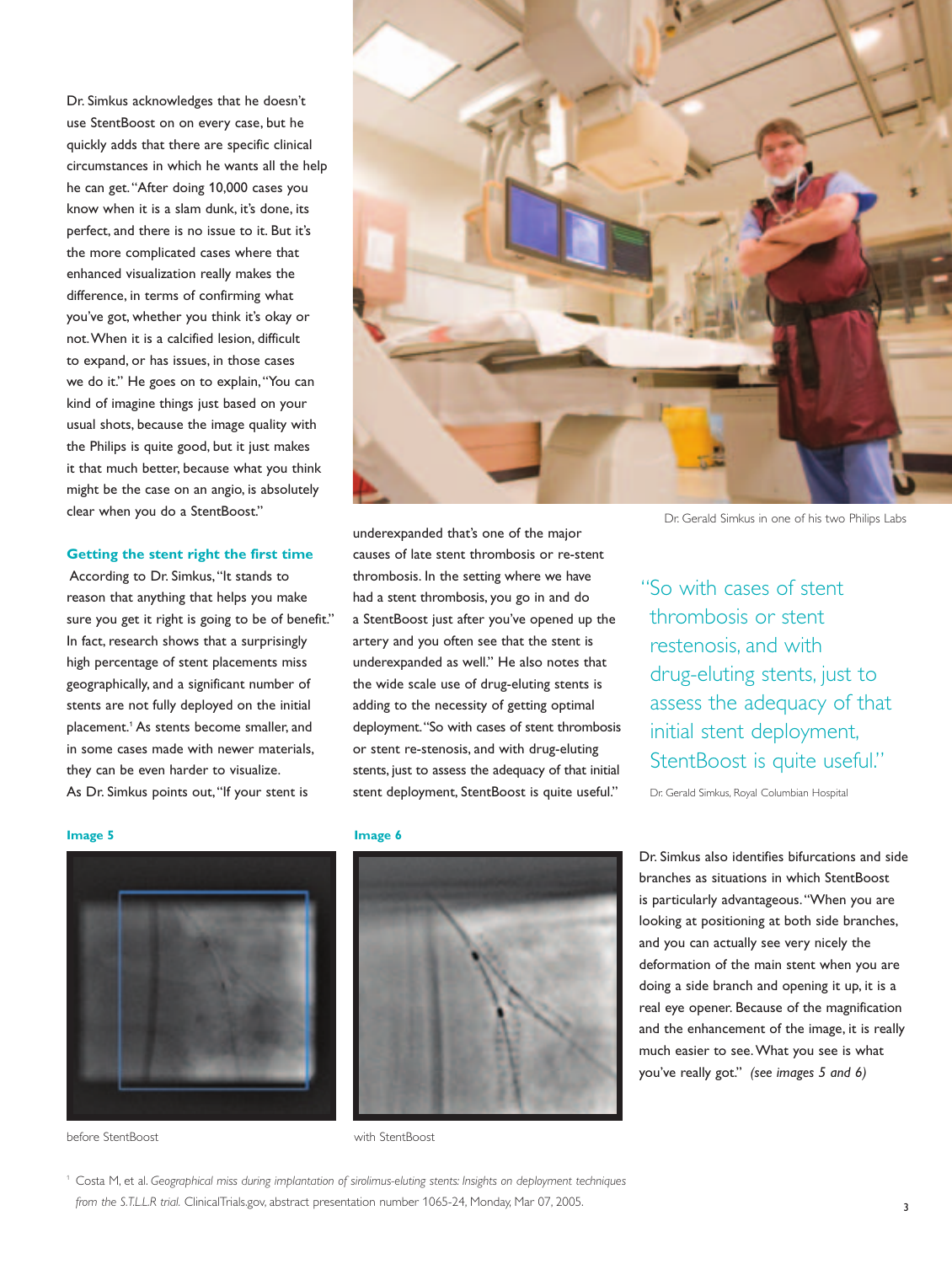Dr. Simkus acknowledges that he doesn't use StentBoost on on every case, but he quickly adds that there are specific clinical circumstances in which he wants all the help he can get. "After doing 10,000 cases you know when it is a slam dunk, it's done, its perfect, and there is no issue to it. But it's the more complicated cases where that enhanced visualization really makes the difference, in terms of confirming what you've got, whether you think it's okay or not. When it is a calcified lesion, difficult to expand, or has issues, in those cases we do it." He goes on to explain, "You can kind of imagine things just based on your usual shots, because the image quality with the Philips is quite good, but it just makes it that much better, because what you think might be the case on an angio, is absolutely clear when you do a StentBoost."

Dr. Gerald Simkus in one of his two Philips Labs

### Getting the stent right the first time

According to Dr. Simkus, "It stands to reason that anything that helps you make sure you get it right is going to be of benefit." In fact, research shows that a surprisingly high percentage of stent placements miss geographically, and a significant number of stents are not fully deployed on the initial placement.[1] As stents become smaller, and in some cases made with newer materials, they can be even harder to visualize. As Dr. Simkus points out, "If your stent is underexpanded that's one of the major causes of late stent thrombosis or re-stent thrombosis. In the setting where we have had a stent thrombosis, you go in and do a StentBoost just after you've opened up the artery and you often see that the stent is underexpanded as well." He also notes that the wide scale use of drug-eluting stents is adding to the necessity of getting optimal deployment. "So with cases of stent thrombosis or stent re-stenosis, and with drug-eluting stents, just to assess the adequacy of that initial stent deployment, StentBoost is quite useful."

> "So with cases of stent thrombosis or stent restenosis, and with drug-eluting stents, just to assess the adequacy of that initial stent deployment, StentBoost is quite useful."
>
> Dr. Gerald Simkus, Royal Columbian Hospital

**Image 5**

before StentBoost

**Image 6**

with StentBoost

Dr. Simkus also identifies bifurcations and side branches as situations in which StentBoost is particularly advantageous. "When you are looking at positioning at both side branches, and you can actually see very nicely the deformation of the main stent when you are doing a side branch and opening it up, it is a real eye opener. Because of the magnification and the enhancement of the image, it is really much easier to see. What you see is what you've really got." *(see images 5 and 6)*

[1] Costa M, et al. *Geographical miss during implantation of sirolimus-eluting stents: Insights on deployment techniques from the S.T.L.L.R trial.* ClinicalTrials.gov, abstract presentation number 1065-24, Monday, Mar 07, 2005.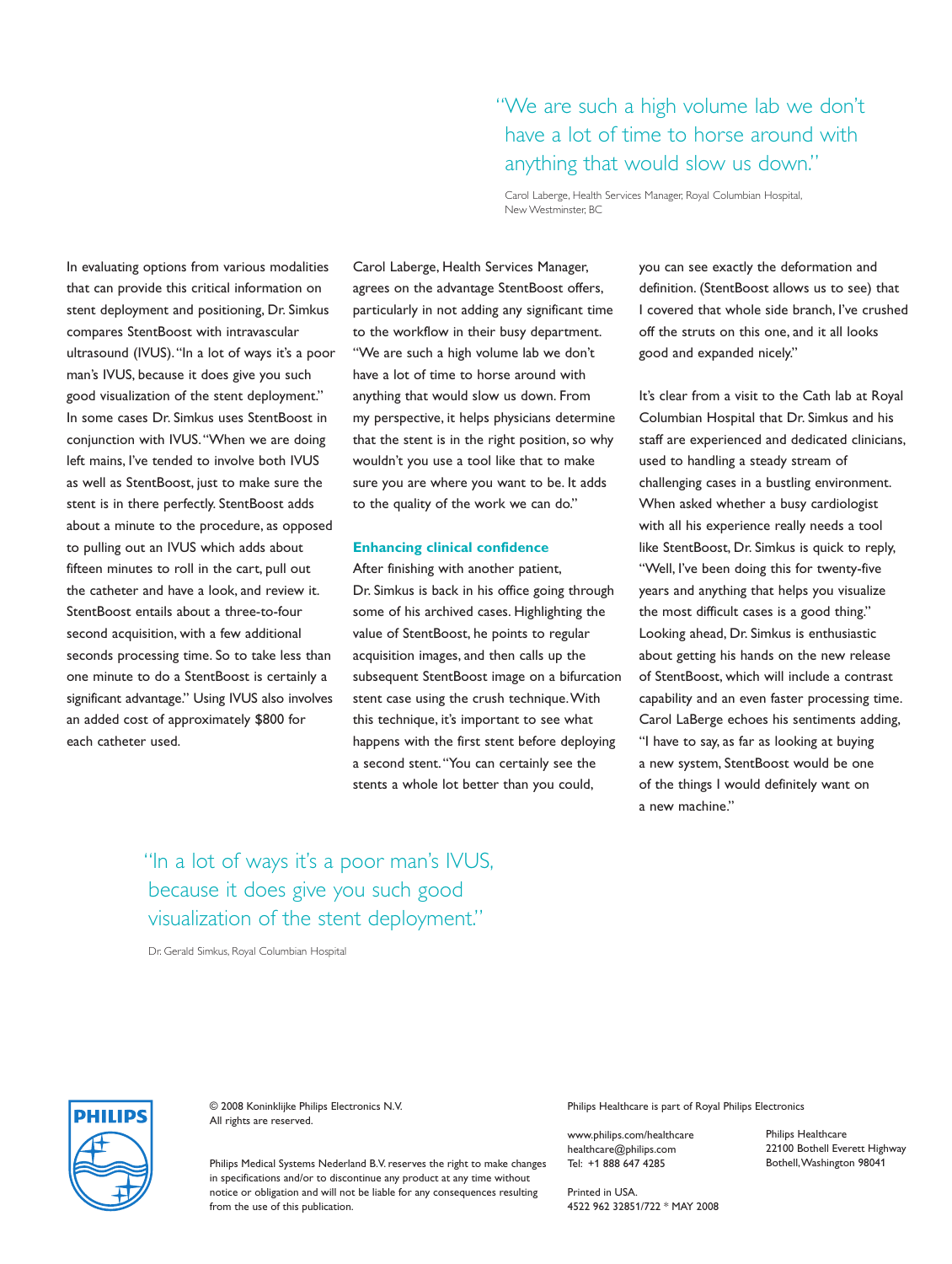> "We are such a high volume lab we don't have a lot of time to horse around with anything that would slow us down."
>
> Carol Laberge, Health Services Manager, Royal Columbian Hospital, New Westminster, BC

In evaluating options from various modalities that can provide this critical information on stent deployment and positioning, Dr. Simkus compares StentBoost with intravascular ultrasound (IVUS). "In a lot of ways it's a poor man's IVUS, because it does give you such good visualization of the stent deployment." In some cases Dr. Simkus uses StentBoost in conjunction with IVUS. "When we are doing left mains, I've tended to involve both IVUS as well as StentBoost, just to make sure the stent is in there perfectly. StentBoost adds about a minute to the procedure, as opposed to pulling out an IVUS which adds about fifteen minutes to roll in the cart, pull out the catheter and have a look, and review it. StentBoost entails about a three-to-four second acquisition, with a few additional seconds processing time. So to take less than one minute to do a StentBoost is certainly a significant advantage." Using IVUS also involves an added cost of approximately $800 for each catheter used.

Carol Laberge, Health Services Manager, agrees on the advantage StentBoost offers, particularly in not adding any significant time to the workflow in their busy department. "We are such a high volume lab we don't have a lot of time to horse around with anything that would slow us down. From my perspective, it helps physicians determine that the stent is in the right position, so why wouldn't you use a tool like that to make sure you are where you want to be. It adds to the quality of the work we can do."

### Enhancing clinical confidence

After finishing with another patient, Dr. Simkus is back in his office going through some of his archived cases. Highlighting the value of StentBoost, he points to regular acquisition images, and then calls up the subsequent StentBoost image on a bifurcation stent case using the crush technique. With this technique, it's important to see what happens with the first stent before deploying a second stent. "You can certainly see the stents a whole lot better than you could, you can see exactly the deformation and definition. (StentBoost allows us to see) that I covered that whole side branch, I've crushed off the struts on this one, and it all looks good and expanded nicely."

It's clear from a visit to the Cath lab at Royal Columbian Hospital that Dr. Simkus and his staff are experienced and dedicated clinicians, used to handling a steady stream of challenging cases in a bustling environment. When asked whether a busy cardiologist with all his experience really needs a tool like StentBoost, Dr. Simkus is quick to reply, "Well, I've been doing this for twenty-five years and anything that helps you visualize the most difficult cases is a good thing." Looking ahead, Dr. Simkus is enthusiastic about getting his hands on the new release of StentBoost, which will include a contrast capability and an even faster processing time. Carol LaBerge echoes his sentiments adding, "I have to say, as far as looking at buying a new system, StentBoost would be one of the things I would definitely want on a new machine."

> "In a lot of ways it's a poor man's IVUS, because it does give you such good visualization of the stent deployment."
>
> Dr. Gerald Simkus, Royal Columbian Hospital

PHILIPS

© 2008 Koninklijke Philips Electronics N.V.
All rights are reserved.

Philips Medical Systems Nederland B.V. reserves the right to make changes in specifications and/or to discontinue any product at any time without notice or obligation and will not be liable for any consequences resulting from the use of this publication.

Philips Healthcare is part of Royal Philips Electronics

www.philips.com/healthcare
healthcare@philips.com
Tel: +1 888 647 4285

Printed in USA.
4522 962 32851/722 * MAY 2008

Philips Healthcare
22100 Bothell Everett Highway
Bothell, Washington 98041